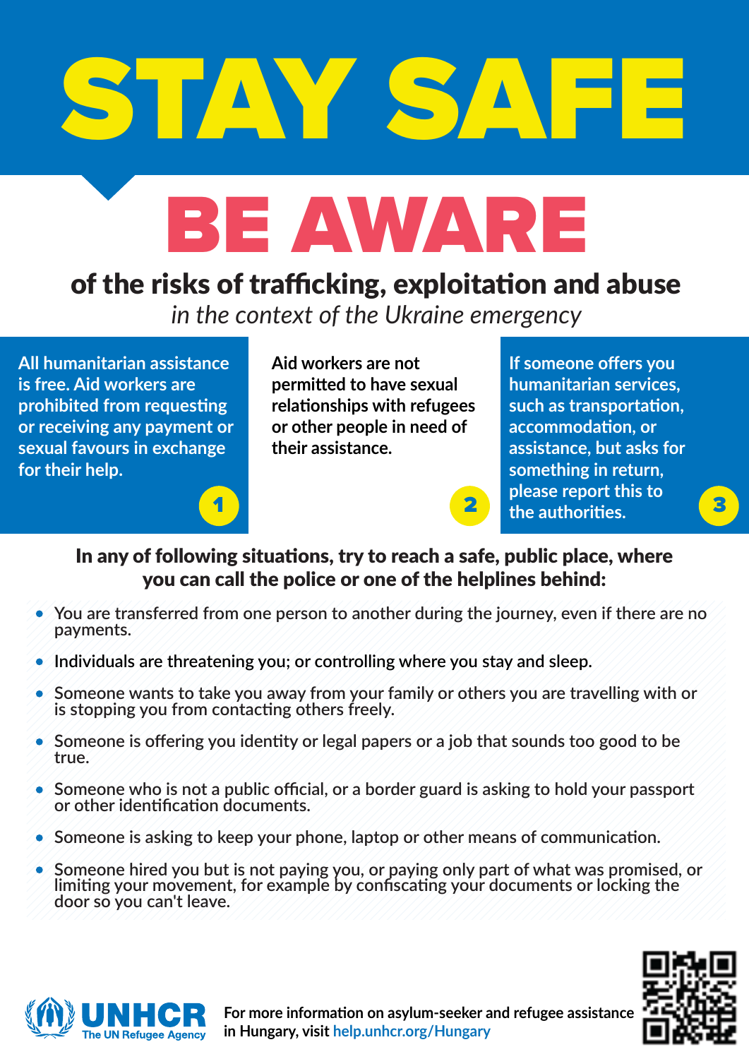# STAY SAFE

# BE AWARE

## of the risks of trafficking, exploitation and abuse

*in the context of the Ukraine emergency*

1. All humanitarian assistance is free. Aid workers are prohibited from requesting or receiving any payment or sexual favours in exchange for their help.

2. Aid workers are not permitted to have sexual relationships with refugees or other people in need of their assistance.

3. If someone offers you humanitarian services, such as transportation, accommodation, or assistance, but asks for something in return, please report this to the authorities.

**In any of following situations, try to reach a safe, public place, where you can call the police or one of the helplines behind:**

- You are transferred from one person to another during the journey, even if there are no payments.
- Individuals are threatening you; or controlling where you stay and sleep.
- Someone wants to take you away from your family or others you are travelling with or is stopping you from contacting others freely.
- Someone is offering you identity or legal papers or a job that sounds too good to be true.
- Someone who is not a public official, or a border guard is asking to hold your passport or other identification documents.
- Someone is asking to keep your phone, laptop or other means of communication.
- Someone hired you but is not paying you, or paying only part of what was promised, or limiting your movement, for example by confiscating your documents or locking the door so you can't leave.

UNHCR The UN Refugee Agency

For more information on asylum-seeker and refugee assistance in Hungary, visit help.unhcr.org/Hungary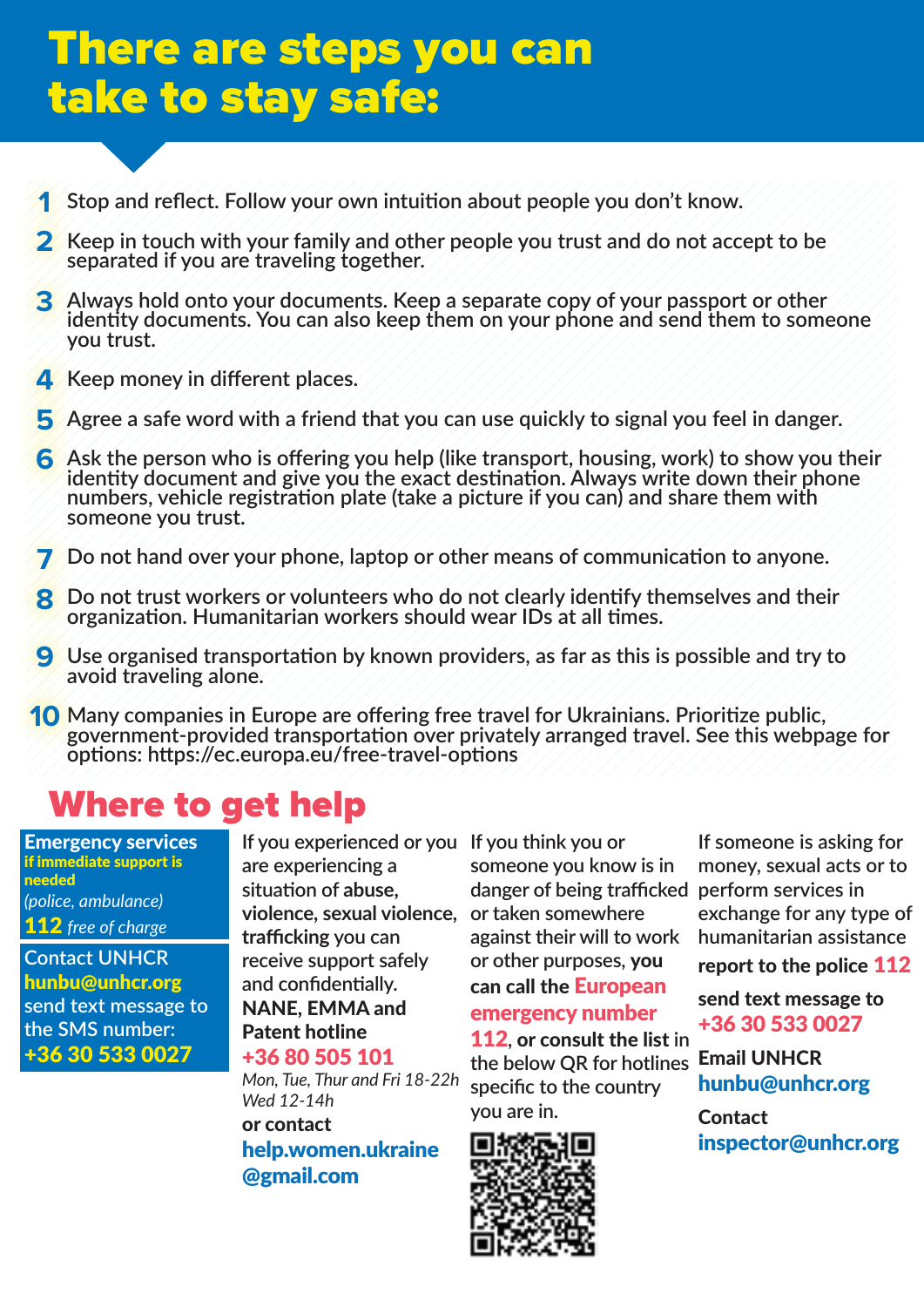# There are steps you can take to stay safe:

1. Stop and reflect. Follow your own intuition about people you don't know.
2. Keep in touch with your family and other people you trust and do not accept to be separated if you are traveling together.
3. Always hold onto your documents. Keep a separate copy of your passport or other identity documents. You can also keep them on your phone and send them to someone you trust.
4. Keep money in different places.
5. Agree a safe word with a friend that you can use quickly to signal you feel in danger.
6. Ask the person who is offering you help (like transport, housing, work) to show you their identity document and give you the exact destination. Always write down their phone numbers, vehicle registration plate (take a picture if you can) and share them with someone you trust.
7. Do not hand over your phone, laptop or other means of communication to anyone.
8. Do not trust workers or volunteers who do not clearly identify themselves and their organization. Humanitarian workers should wear IDs at all times.
9. Use organised transportation by known providers, as far as this is possible and try to avoid traveling alone.
10. Many companies in Europe are offering free travel for Ukrainians. Prioritize public, government-provided transportation over privately arranged travel. See this webpage for options: https://ec.europa.eu/free-travel-options

## Where to get help

**Emergency services**
**if immediate support is needed**
*(police, ambulance)*
**112** *free of charge*

Contact UNHCR
**hunbu@unhcr.org**
send text message to the SMS number:
**+36 30 533 0027**

If you experienced or you are experiencing a situation of **abuse, violence, sexual violence, trafficking** you can receive support safely and confidentially.
**NANE, EMMA and Patent hotline**
**+36 80 505 101**
*Mon, Tue, Thur and Fri 18-22h*
*Wed 12-14h*
**or contact**
**help.women.ukraine@gmail.com**

If you think you or someone you know is in danger of being trafficked or taken somewhere against their will to work or other purposes, **you can call the European emergency number 112, or consult the list** in the below QR for hotlines specific to the country you are in.

If someone is asking for money, sexual acts or to perform services in exchange for any type of humanitarian assistance
**report to the police 112**
**send text message to +36 30 533 0027**
**Email UNHCR hunbu@unhcr.org**
**Contact inspector@unhcr.org**